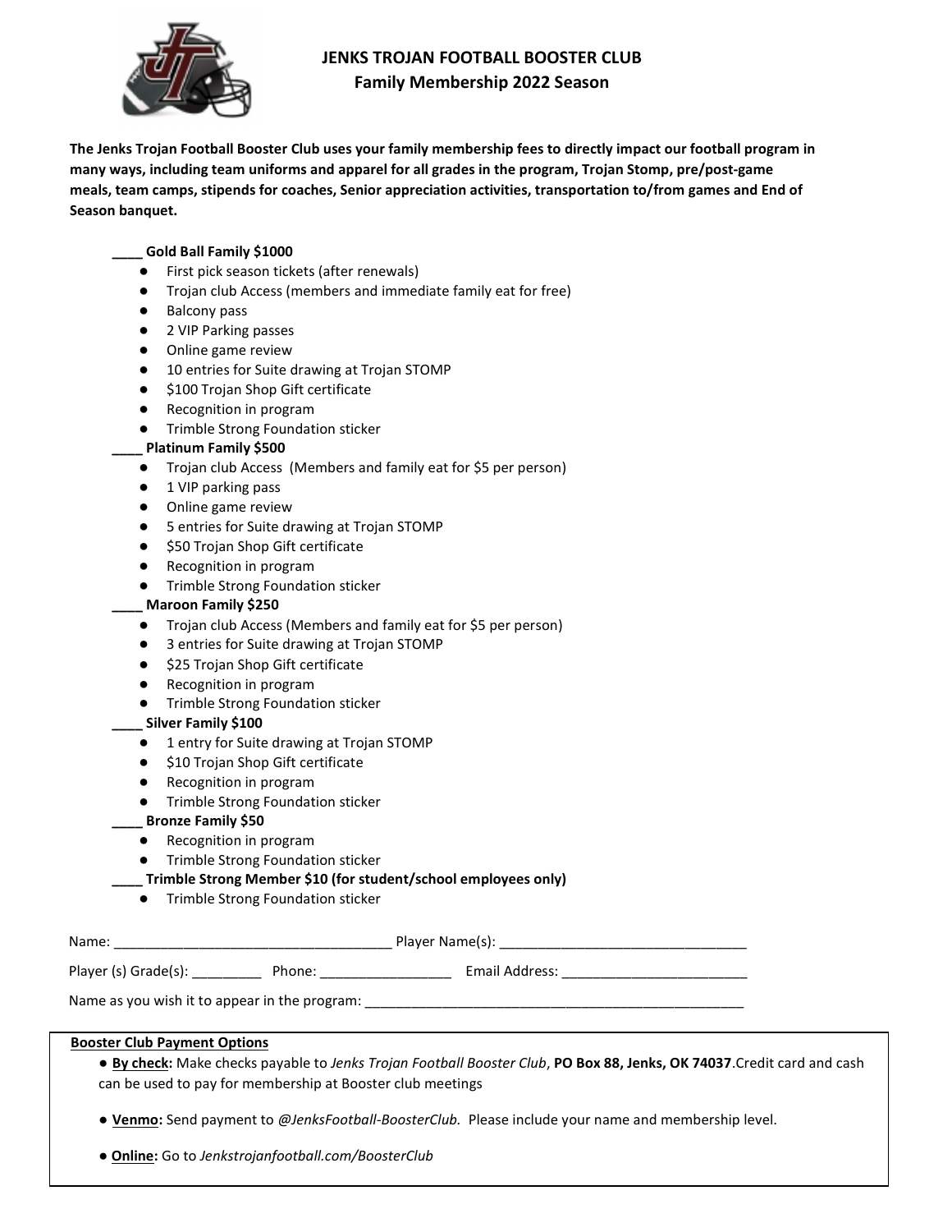# JENKS TROJAN FOOTBALL BOOSTER CLUB
## Family Membership 2022 Season

**The Jenks Trojan Football Booster Club uses your family membership fees to directly impact our football program in many ways, including team uniforms and apparel for all grades in the program, Trojan Stomp, pre/post-game meals, team camps, stipends for coaches, Senior appreciation activities, transportation to/from games and End of Season banquet.**

**____ Gold Ball Family $1000**
- First pick season tickets (after renewals)
- Trojan club Access (members and immediate family eat for free)
- Balcony pass
- 2 VIP Parking passes
- Online game review
- 10 entries for Suite drawing at Trojan STOMP
- $100 Trojan Shop Gift certificate
- Recognition in program
- Trimble Strong Foundation sticker

**____ Platinum Family $500**
- Trojan club Access (Members and family eat for $5 per person)
- 1 VIP parking pass
- Online game review
- 5 entries for Suite drawing at Trojan STOMP
- $50 Trojan Shop Gift certificate
- Recognition in program
- Trimble Strong Foundation sticker

**____ Maroon Family $250**
- Trojan club Access (Members and family eat for $5 per person)
- 3 entries for Suite drawing at Trojan STOMP
- $25 Trojan Shop Gift certificate
- Recognition in program
- Trimble Strong Foundation sticker

**____ Silver Family $100**
- 1 entry for Suite drawing at Trojan STOMP
- $10 Trojan Shop Gift certificate
- Recognition in program
- Trimble Strong Foundation sticker

**____ Bronze Family $50**
- Recognition in program
- Trimble Strong Foundation sticker

**____ Trimble Strong Member $10 (for student/school employees only)**
- Trimble Strong Foundation sticker

Name: ___________________________________ Player Name(s): ________________________________

Player (s) Grade(s): _________ Phone: _________________ Email Address: ________________________

Name as you wish it to appear in the program: ____________________________________________________

**Booster Club Payment Options**

- **By check:** Make checks payable to *Jenks Trojan Football Booster Club*, **PO Box 88, Jenks, OK 74037**.Credit card and cash can be used to pay for membership at Booster club meetings
- **Venmo:** Send payment to *@JenksFootball-BoosterClub.* Please include your name and membership level.
- **Online:** Go to *Jenkstrojanfootball.com/BoosterClub*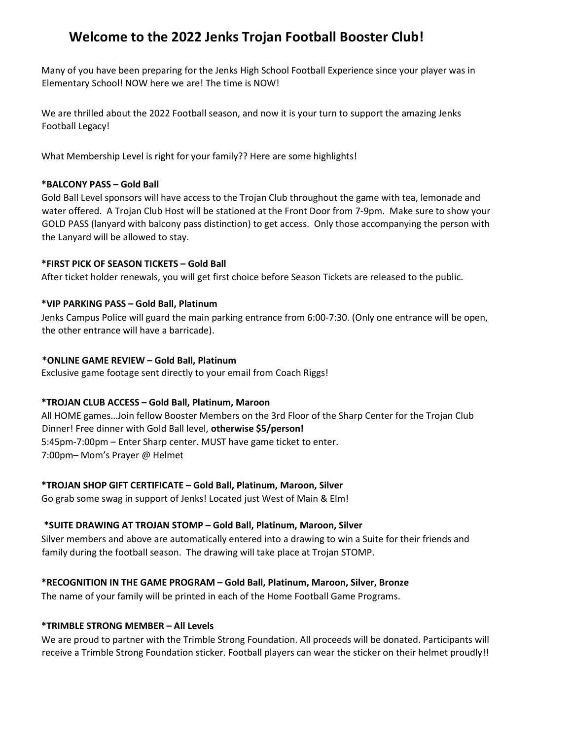# Welcome to the 2022 Jenks Trojan Football Booster Club!

Many of you have been preparing for the Jenks High School Football Experience since your player was in Elementary School! NOW here we are! The time is NOW!

We are thrilled about the 2022 Football season, and now it is your turn to support the amazing Jenks Football Legacy!

What Membership Level is right for your family?? Here are some highlights!

**\*BALCONY PASS – Gold Ball**
Gold Ball Level sponsors will have access to the Trojan Club throughout the game with tea, lemonade and water offered. A Trojan Club Host will be stationed at the Front Door from 7-9pm. Make sure to show your GOLD PASS (lanyard with balcony pass distinction) to get access. Only those accompanying the person with the Lanyard will be allowed to stay.

**\*FIRST PICK OF SEASON TICKETS – Gold Ball**
After ticket holder renewals, you will get first choice before Season Tickets are released to the public.

**\*VIP PARKING PASS – Gold Ball, Platinum**
Jenks Campus Police will guard the main parking entrance from 6:00-7:30. (Only one entrance will be open, the other entrance will have a barricade).

**\*ONLINE GAME REVIEW – Gold Ball, Platinum**
Exclusive game footage sent directly to your email from Coach Riggs!

**\*TROJAN CLUB ACCESS – Gold Ball, Platinum, Maroon**
All HOME games…Join fellow Booster Members on the 3rd Floor of the Sharp Center for the Trojan Club Dinner! Free dinner with Gold Ball level, **otherwise $5/person!**
5:45pm-7:00pm – Enter Sharp center. MUST have game ticket to enter.
7:00pm– Mom's Prayer @ Helmet

**\*TROJAN SHOP GIFT CERTIFICATE – Gold Ball, Platinum, Maroon, Silver**
Go grab some swag in support of Jenks! Located just West of Main & Elm!

**\*SUITE DRAWING AT TROJAN STOMP – Gold Ball, Platinum, Maroon, Silver**
Silver members and above are automatically entered into a drawing to win a Suite for their friends and family during the football season. The drawing will take place at Trojan STOMP.

**\*RECOGNITION IN THE GAME PROGRAM – Gold Ball, Platinum, Maroon, Silver, Bronze**
The name of your family will be printed in each of the Home Football Game Programs.

**\*TRIMBLE STRONG MEMBER – All Levels**
We are proud to partner with the Trimble Strong Foundation. All proceeds will be donated. Participants will receive a Trimble Strong Foundation sticker. Football players can wear the sticker on their helmet proudly!!